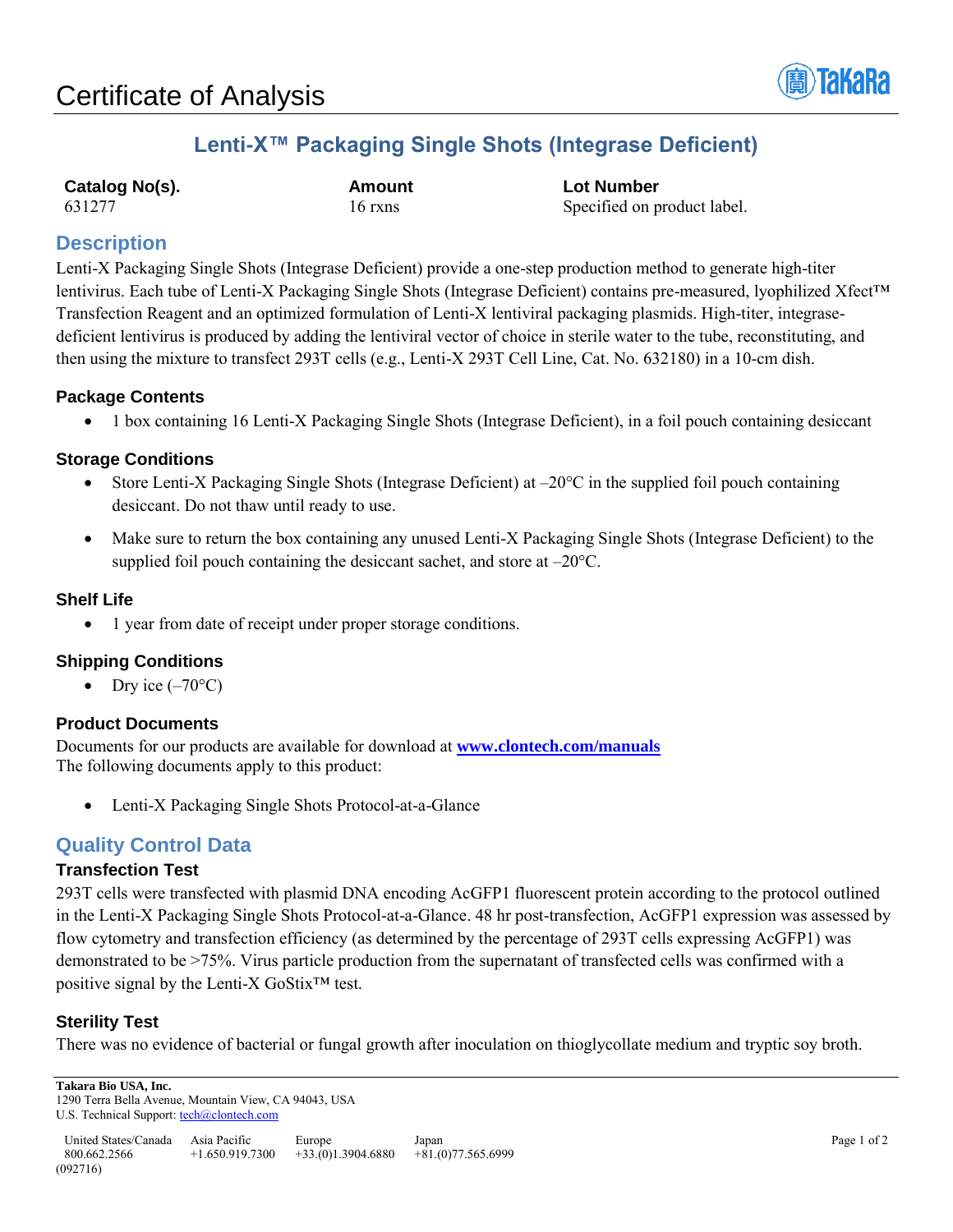# Certificate of Analysis

## Lenti-X™ Packaging Single Shots (Integrase Deficient)

| Catalog No(s). | Amount | Lot Number |
| --- | --- | --- |
| 631277 | 16 rxns | Specified on product label. |

## Description

Lenti-X Packaging Single Shots (Integrase Deficient) provide a one-step production method to generate high-titer lentivirus. Each tube of Lenti-X Packaging Single Shots (Integrase Deficient) contains pre-measured, lyophilized Xfect™ Transfection Reagent and an optimized formulation of Lenti-X lentiviral packaging plasmids. High-titer, integrase-deficient lentivirus is produced by adding the lentiviral vector of choice in sterile water to the tube, reconstituting, and then using the mixture to transfect 293T cells (e.g., Lenti-X 293T Cell Line, Cat. No. 632180) in a 10-cm dish.

### Package Contents

- 1 box containing 16 Lenti-X Packaging Single Shots (Integrase Deficient), in a foil pouch containing desiccant

### Storage Conditions

- Store Lenti-X Packaging Single Shots (Integrase Deficient) at –20°C in the supplied foil pouch containing desiccant. Do not thaw until ready to use.
- Make sure to return the box containing any unused Lenti-X Packaging Single Shots (Integrase Deficient) to the supplied foil pouch containing the desiccant sachet, and store at –20°C.

### Shelf Life

- 1 year from date of receipt under proper storage conditions.

### Shipping Conditions

- Dry ice (–70°C)

### Product Documents

Documents for our products are available for download at **www.clontech.com/manuals**
The following documents apply to this product:

- Lenti-X Packaging Single Shots Protocol-at-a-Glance

## Quality Control Data

### Transfection Test

293T cells were transfected with plasmid DNA encoding AcGFP1 fluorescent protein according to the protocol outlined in the Lenti-X Packaging Single Shots Protocol-at-a-Glance. 48 hr post-transfection, AcGFP1 expression was assessed by flow cytometry and transfection efficiency (as determined by the percentage of 293T cells expressing AcGFP1) was demonstrated to be >75%. Virus particle production from the supernatant of transfected cells was confirmed with a positive signal by the Lenti-X GoStix™ test.

### Sterility Test

There was no evidence of bacterial or fungal growth after inoculation on thioglycollate medium and tryptic soy broth.

**Takara Bio USA, Inc.**
1290 Terra Bella Avenue, Mountain View, CA 94043, USA
U.S. Technical Support: tech@clontech.com

| United States/Canada | Asia Pacific | Europe | Japan |
| --- | --- | --- | --- |
| 800.662.2566 | +1.650.919.7300 | +33.(0)1.3904.6880 | +81.(0)77.565.6999 |

(092716)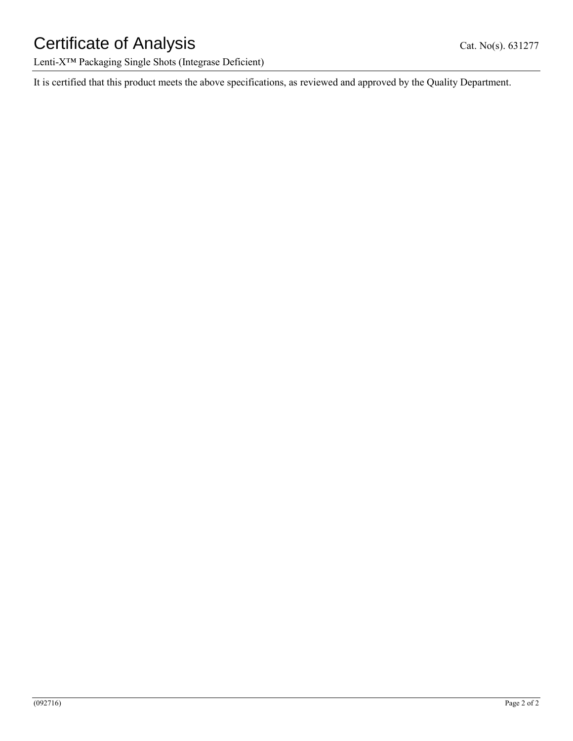It is certified that this product meets the above specifications, as reviewed and approved by the Quality Department.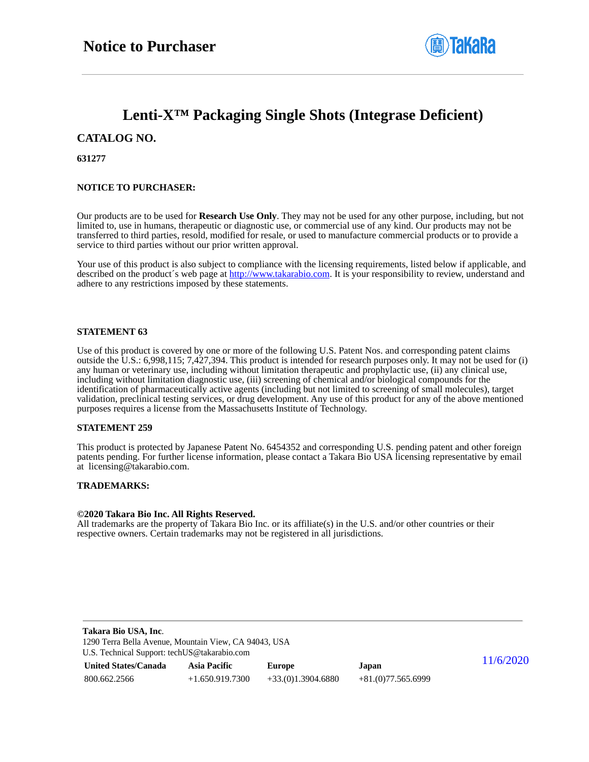# Notice to Purchaser

## Lenti-X™ Packaging Single Shots (Integrase Deficient)

### CATALOG NO.

**631277**

**NOTICE TO PURCHASER:**

Our products are to be used for **Research Use Only**. They may not be used for any other purpose, including, but not limited to, use in humans, therapeutic or diagnostic use, or commercial use of any kind. Our products may not be transferred to third parties, resold, modified for resale, or used to manufacture commercial products or to provide a service to third parties without our prior written approval.

Your use of this product is also subject to compliance with the licensing requirements, listed below if applicable, and described on the product´s web page at http://www.takarabio.com. It is your responsibility to review, understand and adhere to any restrictions imposed by these statements.

**STATEMENT 63**

Use of this product is covered by one or more of the following U.S. Patent Nos. and corresponding patent claims outside the U.S.: 6,998,115; 7,427,394. This product is intended for research purposes only. It may not be used for (i) any human or veterinary use, including without limitation therapeutic and prophylactic use, (ii) any clinical use, including without limitation diagnostic use, (iii) screening of chemical and/or biological compounds for the identification of pharmaceutically active agents (including but not limited to screening of small molecules), target validation, preclinical testing services, or drug development. Any use of this product for any of the above mentioned purposes requires a license from the Massachusetts Institute of Technology.

**STATEMENT 259**

This product is protected by Japanese Patent No. 6454352 and corresponding U.S. pending patent and other foreign patents pending. For further license information, please contact a Takara Bio USA licensing representative by email at licensing@takarabio.com.

**TRADEMARKS:**

**©2020 Takara Bio Inc. All Rights Reserved.**
All trademarks are the property of Takara Bio Inc. or its affiliate(s) in the U.S. and/or other countries or their respective owners. Certain trademarks may not be registered in all jurisdictions.

**Takara Bio USA, Inc.**
1290 Terra Bella Avenue, Mountain View, CA 94043, USA
U.S. Technical Support: techUS@takarabio.com

| United States/Canada | Asia Pacific | Europe | Japan |
|---|---|---|---|
| 800.662.2566 | +1.650.919.7300 | +33.(0)1.3904.6880 | +81.(0)77.565.6999 |

11/6/2020